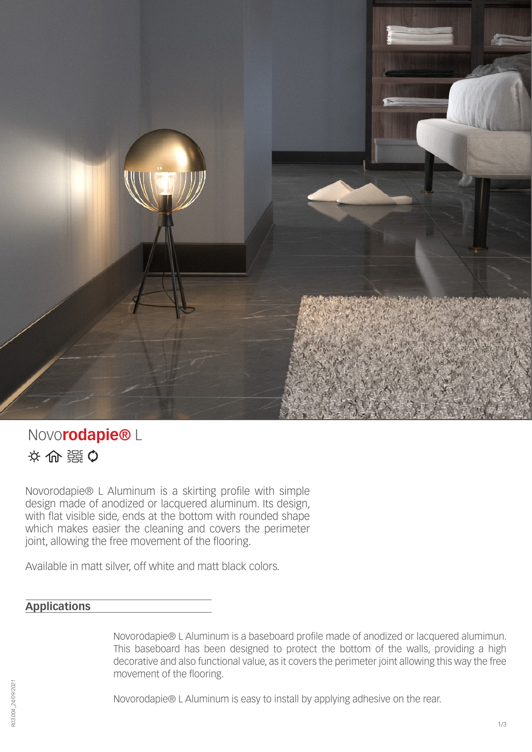# Novo**rodapie®** L

Novorodapie® L Aluminum is a skirting profile with simple design made of anodized or lacquered aluminum. Its design, with flat visible side, ends at the bottom with rounded shape which makes easier the cleaning and covers the perimeter joint, allowing the free movement of the flooring.

Available in matt silver, off white and matt black colors.

## Applications

Novorodapie® L Aluminum is a baseboard profile made of anodized or lacquered alumimun. This baseboard has been designed to protect the bottom of the walls, providing a high decorative and also functional value, as it covers the perimeter joint allowing this way the free movement of the flooring.

Novorodapie® L Aluminum is easy to install by applying adhesive on the rear.

R03.004_24/09/2021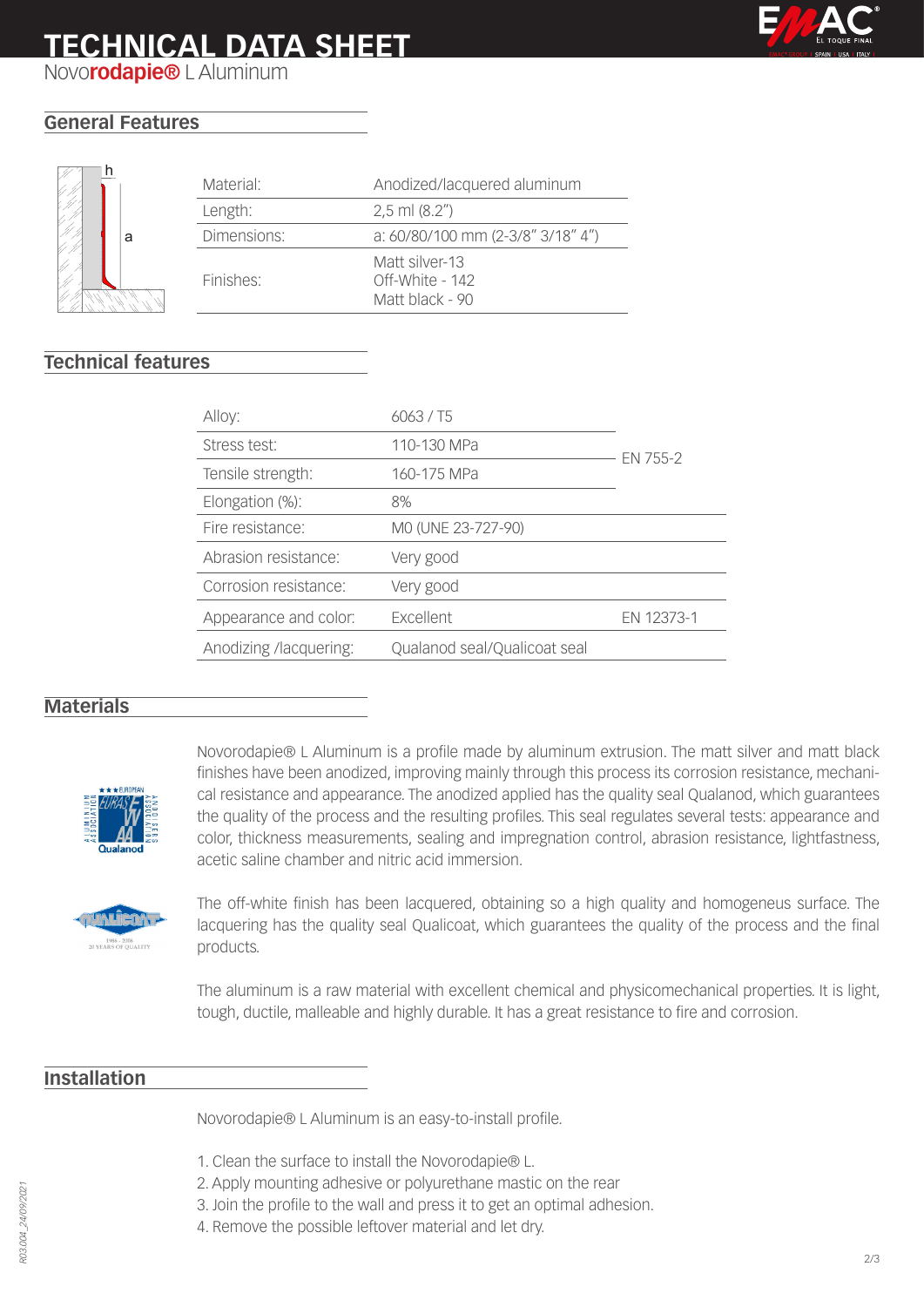# TECHNICAL DATA SHEET

Novo**rodapie®** L Aluminum

## General Features

| | |
|---|---|
| Material: | Anodized/lacquered aluminum |
| Length: | 2,5 ml (8.2") |
| Dimensions: | a: 60/80/100 mm (2-3/8" 3/18" 4") |
| Finishes: | Matt silver-13<br>Off-White - 142<br>Matt black - 90 |

## Technical features

| | | |
|---|---|---|
| Alloy: | 6063 / T5 | |
| Stress test: | 110-130 MPa | EN 755-2 |
| Tensile strength: | 160-175 MPa | |
| Elongation (%): | 8% | |
| Fire resistance: | M0 (UNE 23-727-90) | |
| Abrasion resistance: | Very good | |
| Corrosion resistance: | Very good | |
| Appearance and color: | Excellent | EN 12373-1 |
| Anodizing /lacquering: | Qualanod seal/Qualicoat seal | |

## Materials

Novorodapie® L Aluminum is a profile made by aluminum extrusion. The matt silver and matt black finishes have been anodized, improving mainly through this process its corrosion resistance, mechanical resistance and appearance. The anodized applied has the quality seal Qualanod, which guarantees the quality of the process and the resulting profiles. This seal regulates several tests: appearance and color, thickness measurements, sealing and impregnation control, abrasion resistance, lightfastness, acetic saline chamber and nitric acid immersion.

The off-white finish has been lacquered, obtaining so a high quality and homogeneus surface. The lacquering has the quality seal Qualicoat, which guarantees the quality of the process and the final products.

The aluminum is a raw material with excellent chemical and physicomechanical properties. It is light, tough, ductile, malleable and highly durable. It has a great resistance to fire and corrosion.

## Installation

Novorodapie® L Aluminum is an easy-to-install profile.

1. Clean the surface to install the Novorodapie® L.
2. Apply mounting adhesive or polyurethane mastic on the rear
3. Join the profile to the wall and press it to get an optimal adhesion.
4. Remove the possible leftover material and let dry.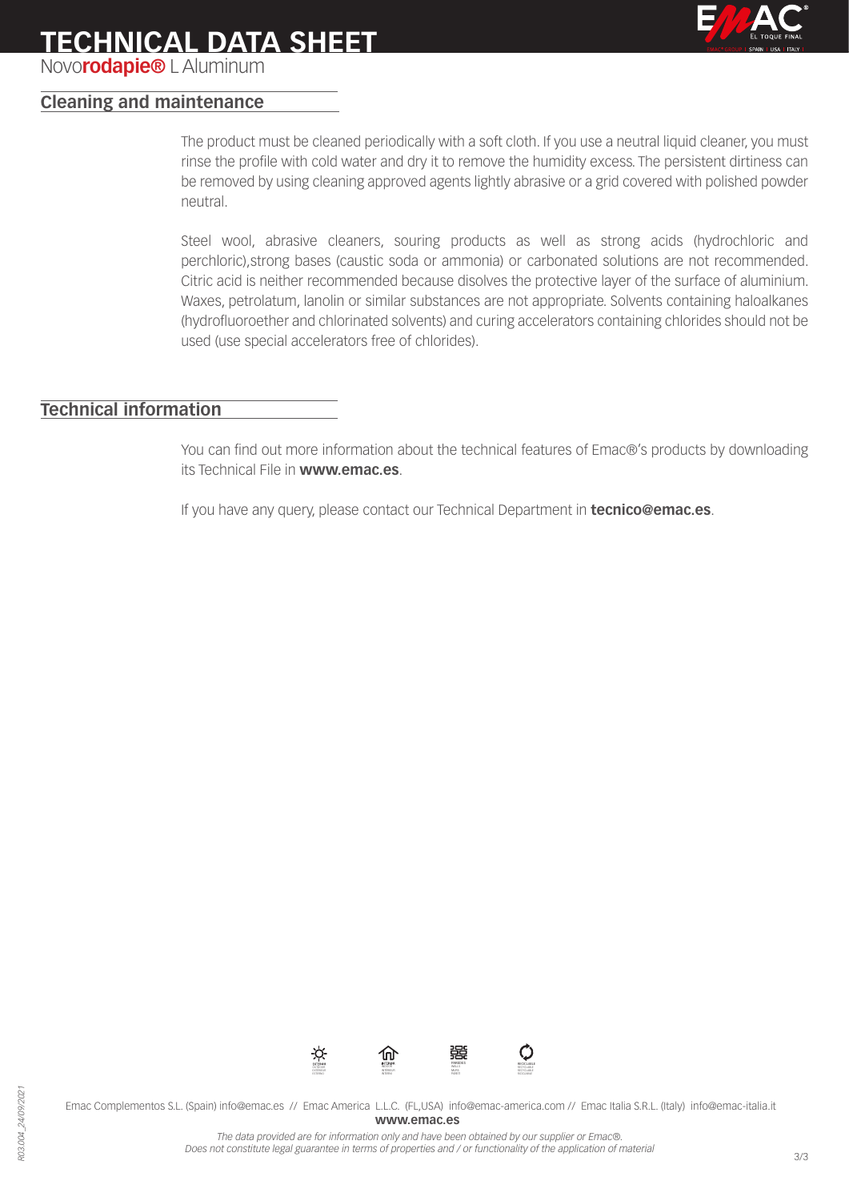## Cleaning and maintenance

The product must be cleaned periodically with a soft cloth. If you use a neutral liquid cleaner, you must rinse the profile with cold water and dry it to remove the humidity excess. The persistent dirtiness can be removed by using cleaning approved agents lightly abrasive or a grid covered with polished powder neutral.

Steel wool, abrasive cleaners, souring products as well as strong acids (hydrochloric and perchloric),strong bases (caustic soda or ammonia) or carbonated solutions are not recommended. Citric acid is neither recommended because disolves the protective layer of the surface of aluminium. Waxes, petrolatum, lanolin or similar substances are not appropriate. Solvents containing haloalkanes (hydrofluoroether and chlorinated solvents) and curing accelerators containing chlorides should not be used (use special accelerators free of chlorides).

## Technical information

You can find out more information about the technical features of Emac®'s products by downloading its Technical File in **www.emac.es**.

If you have any query, please contact our Technical Department in **tecnico@emac.es**.

Emac Complementos S.L. (Spain) info@emac.es // Emac America L.L.C. (FL,USA) info@emac-america.com // Emac Italia S.R.L. (Italy) info@emac-italia.it
**www.emac.es**

*The data provided are for information only and have been obtained by our supplier or Emac®.*
*Does not constitute legal guarantee in terms of properties and / or functionality of the application of material*